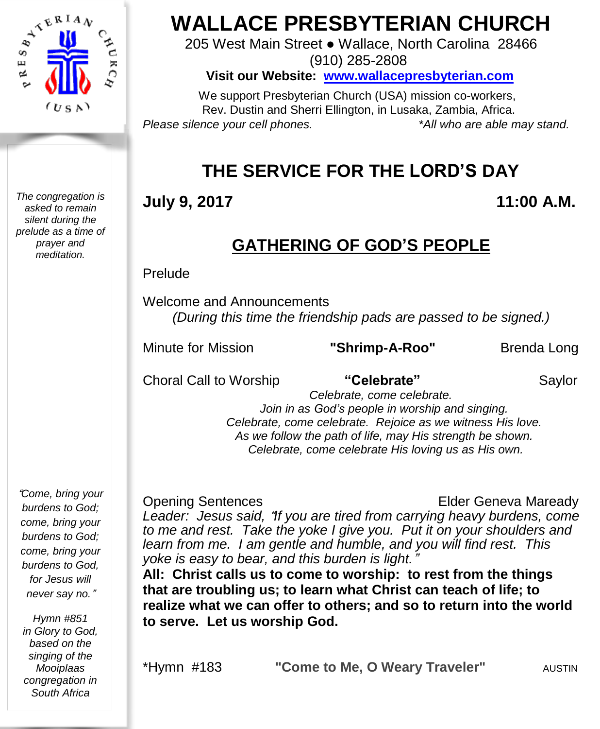# WALLACE PRESBYTERIAN CHURCH

205 West Main Street ● Wallace, North Carolina 28466

(910) 285-2808

**Visit our Website: [www.wallacepresbyterian.com](http://www.wallacepresbyterian.com)**

We support Presbyterian Church (USA) mission co-workers,
Rev. Dustin and Sherri Ellington, in Lusaka, Zambia, Africa.

*Please silence your cell phones.* *\*All who are able may stand.*

## THE SERVICE FOR THE LORD'S DAY

**July 9, 2017** **11:00 A.M.**

## GATHERING OF GOD'S PEOPLE

*The congregation is asked to remain silent during the prelude as a time of prayer and meditation.*

Prelude

Welcome and Announcements
*(During this time the friendship pads are passed to be signed.)*

Minute for Mission **"Shrimp-A-Roo"** Brenda Long

Choral Call to Worship **"Celebrate"** Saylor

*Celebrate, come celebrate.*
*Join in as God's people in worship and singing.*
*Celebrate, come celebrate. Rejoice as we witness His love.*
*As we follow the path of life, may His strength be shown.*
*Celebrate, come celebrate His loving us as His own.*

Opening Sentences Elder Geneva Maready

*Leader: Jesus said, "If you are tired from carrying heavy burdens, come to me and rest. Take the yoke I give you. Put it on your shoulders and learn from me. I am gentle and humble, and you will find rest. This yoke is easy to bear, and this burden is light."*

**All: Christ calls us to come to worship: to rest from the things that are troubling us; to learn what Christ can teach of life; to realize what we can offer to others; and so to return into the world to serve. Let us worship God.**

*"Come, bring your burdens to God; come, bring your burdens to God; come, bring your burdens to God, for Jesus will never say no."*

*Hymn #851 in Glory to God, based on the singing of the Mooiplaas congregation in South Africa*

\*Hymn #183 **"Come to Me, O Weary Traveler"** AUSTIN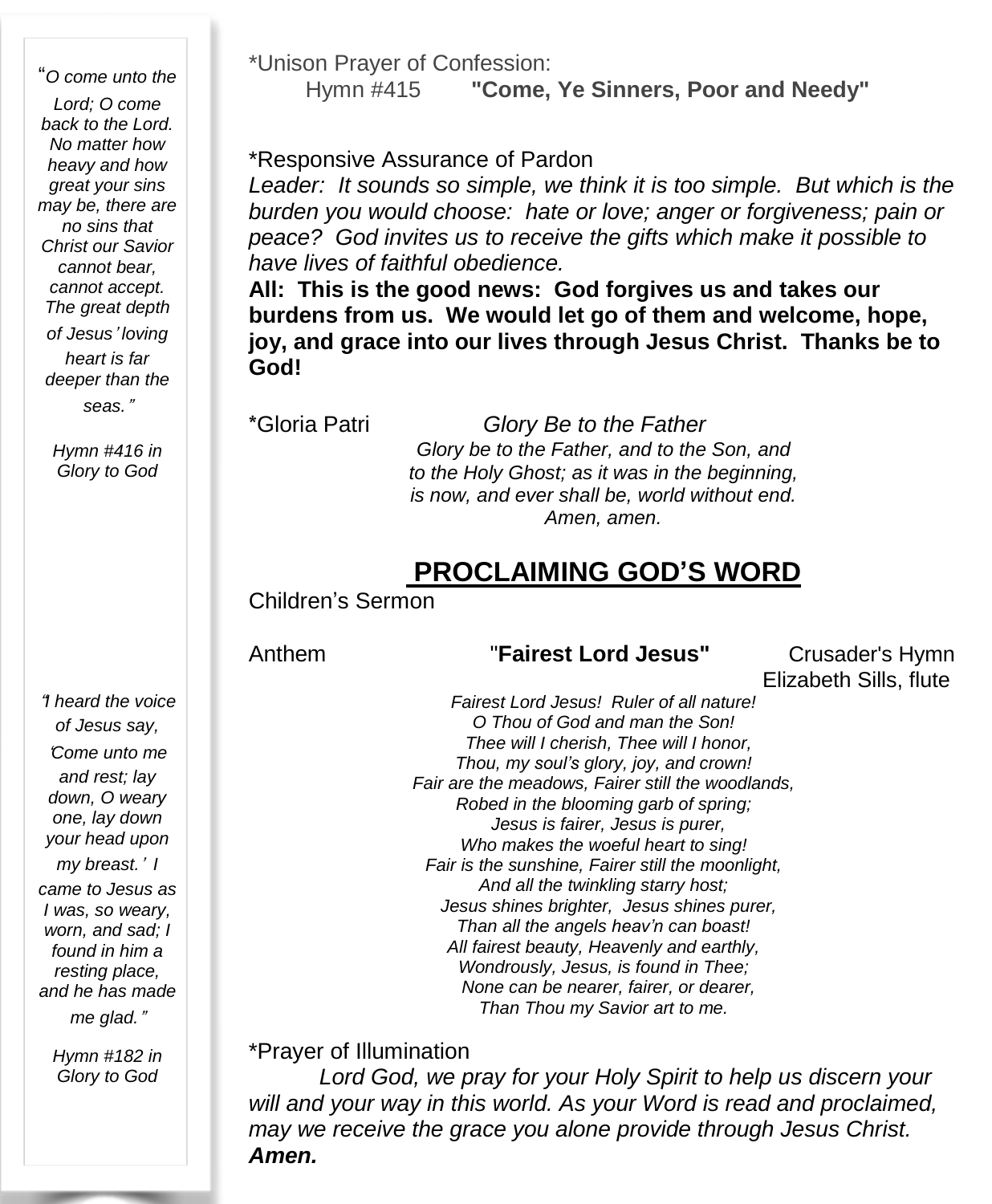*Unison Prayer of Confession:
Hymn #415 **"Come, Ye Sinners, Poor and Needy"**

*Responsive Assurance of Pardon
*Leader: It sounds so simple, we think it is too simple. But which is the burden you would choose: hate or love; anger or forgiveness; pain or peace? God invites us to receive the gifts which make it possible to have lives of faithful obedience.*
**All: This is the good news: God forgives us and takes our burdens from us. We would let go of them and welcome, hope, joy, and grace into our lives through Jesus Christ. Thanks be to God!**

*Gloria Patri *Glory Be to the Father*
*Glory be to the Father, and to the Son, and*
*to the Holy Ghost; as it was in the beginning,*
*is now, and ever shall be, world without end.*
*Amen, amen.*

## PROCLAIMING GOD'S WORD

Children's Sermon

Anthem "**Fairest Lord Jesus"** Crusader's Hymn
Elizabeth Sills, flute

*Fairest Lord Jesus! Ruler of all nature!*
*O Thou of God and man the Son!*
*Thee will I cherish, Thee will I honor,*
*Thou, my soul's glory, joy, and crown!*
*Fair are the meadows, Fairer still the woodlands,*
*Robed in the blooming garb of spring;*
*Jesus is fairer, Jesus is purer,*
*Who makes the woeful heart to sing!*
*Fair is the sunshine, Fairer still the moonlight,*
*And all the twinkling starry host;*
*Jesus shines brighter, Jesus shines purer,*
*Than all the angels heav'n can boast!*
*All fairest beauty, Heavenly and earthly,*
*Wondrously, Jesus, is found in Thee;*
*None can be nearer, fairer, or dearer,*
*Than Thou my Savior art to me.*

*Prayer of Illumination
*Lord God, we pray for your Holy Spirit to help us discern your will and your way in this world. As your Word is read and proclaimed, may we receive the grace you alone provide through Jesus Christ.* ***Amen.***

*"O come unto the Lord; O come back to the Lord. No matter how heavy and how great your sins may be, there are no sins that Christ our Savior cannot bear, cannot accept. The great depth of Jesus' loving heart is far deeper than the seas."*

*Hymn #416 in Glory to God*

*"I heard the voice of Jesus say, 'Come unto me and rest; lay down, O weary one, lay down your head upon my breast.' I came to Jesus as I was, so weary, worn, and sad; I found in him a resting place, and he has made me glad."*

*Hymn #182 in Glory to God*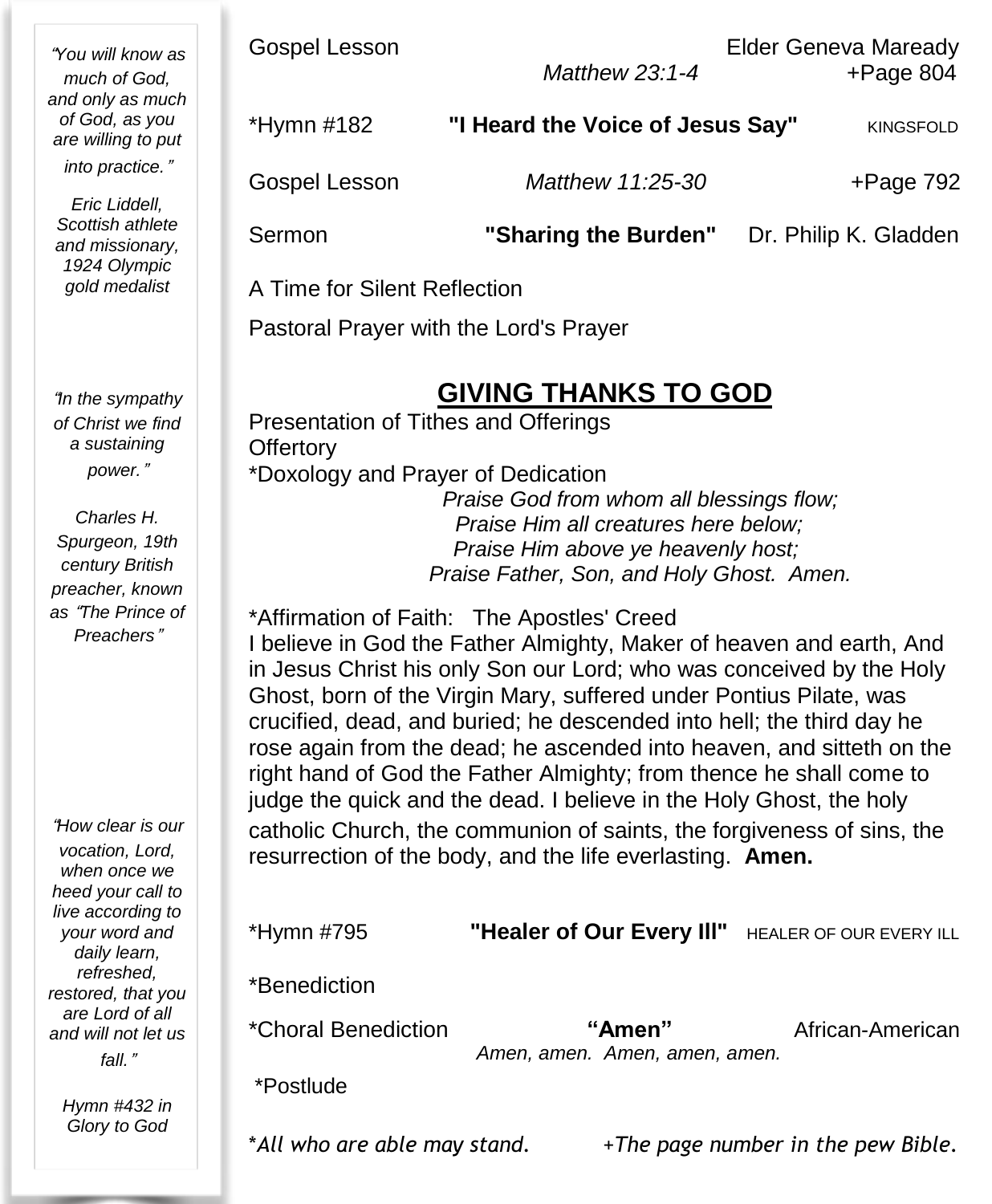Gospel Lesson — Elder Geneva Maready
*Matthew 23:1-4* — +Page 804

*Hymn #182 — **"I Heard the Voice of Jesus Say"** — KINGSFOLD

Gospel Lesson — *Matthew 11:25-30* — +Page 792

Sermon — **"Sharing the Burden"** — Dr. Philip K. Gladden

A Time for Silent Reflection

Pastoral Prayer with the Lord's Prayer

## GIVING THANKS TO GOD

Presentation of Tithes and Offerings
Offertory
*Doxology and Prayer of Dedication

*Praise God from whom all blessings flow;*
*Praise Him all creatures here below;*
*Praise Him above ye heavenly host;*
*Praise Father, Son, and Holy Ghost. Amen.*

*Affirmation of Faith: The Apostles' Creed
I believe in God the Father Almighty, Maker of heaven and earth, And in Jesus Christ his only Son our Lord; who was conceived by the Holy Ghost, born of the Virgin Mary, suffered under Pontius Pilate, was crucified, dead, and buried; he descended into hell; the third day he rose again from the dead; he ascended into heaven, and sitteth on the right hand of God the Father Almighty; from thence he shall come to judge the quick and the dead. I believe in the Holy Ghost, the holy catholic Church, the communion of saints, the forgiveness of sins, the resurrection of the body, and the life everlasting. **Amen.**

*Hymn #795 — **"Healer of Our Every Ill"** — HEALER OF OUR EVERY ILL

*Benediction

*Choral Benediction — **"Amen"** — African-American
*Amen, amen. Amen, amen, amen.*

*Postlude

**All who are able may stand.* — *+The page number in the pew Bible.*

---

*"You will know as much of God, and only as much of God, as you are willing to put into practice."*

*Eric Liddell, Scottish athlete and missionary, 1924 Olympic gold medalist*

*"In the sympathy of Christ we find a sustaining power."*

*Charles H. Spurgeon, 19th century British preacher, known as "The Prince of Preachers"*

*"How clear is our vocation, Lord, when once we heed your call to live according to your word and daily learn, refreshed, restored, that you are Lord of all and will not let us fall."*

*Hymn #432 in Glory to God*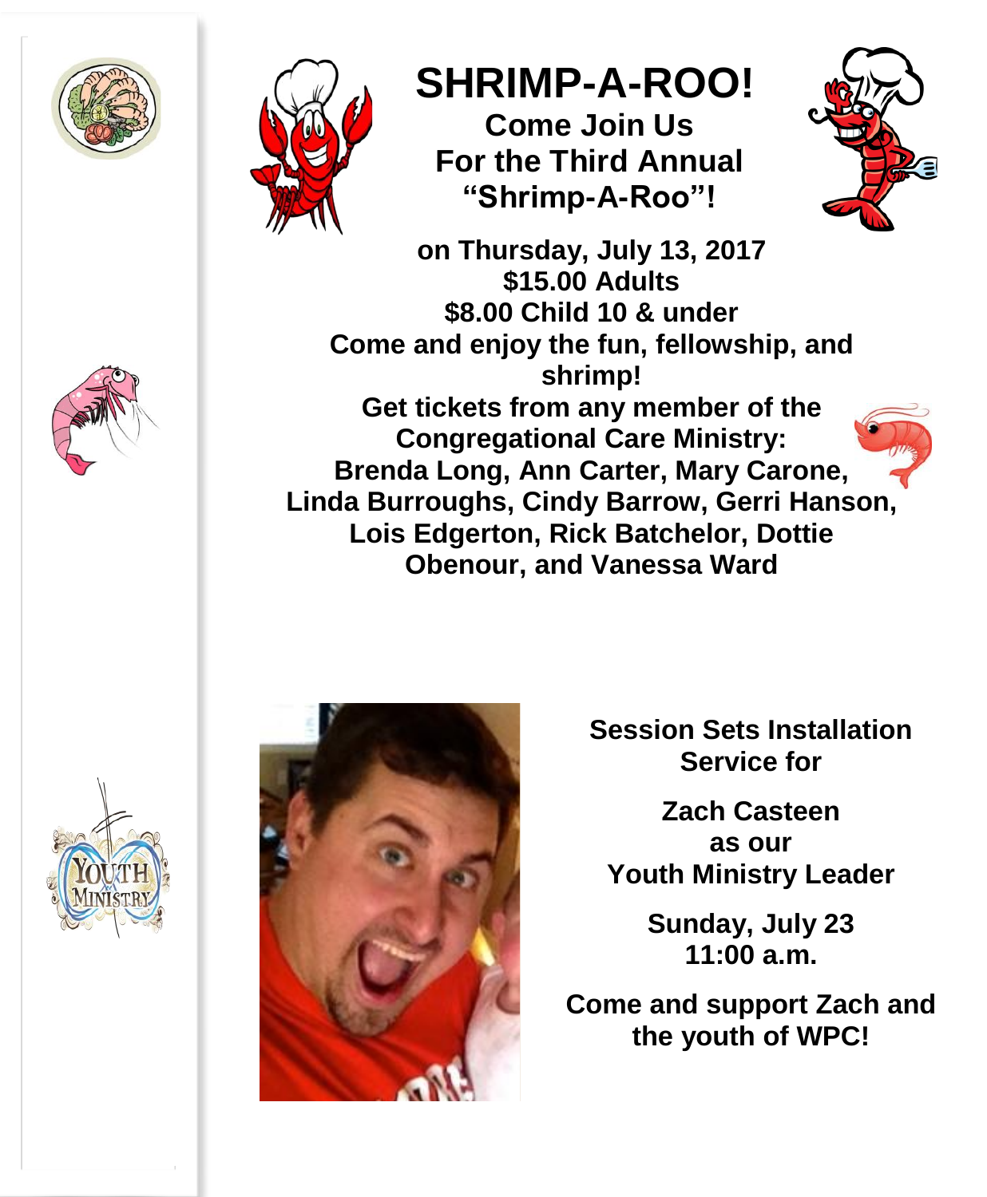# SHRIMP-A-ROO!

**Come Join Us**
**For the Third Annual**
**"Shrimp-A-Roo"!**

**on Thursday, July 13, 2017**
**$15.00 Adults**
**$8.00 Child 10 & under**
**Come and enjoy the fun, fellowship, and shrimp!**
**Get tickets from any member of the Congregational Care Ministry:**
**Brenda Long, Ann Carter, Mary Carone, Linda Burroughs, Cindy Barrow, Gerri Hanson, Lois Edgerton, Rick Batchelor, Dottie Obenour, and Vanessa Ward**

## Session Sets Installation Service for

**Zach Casteen**
**as our**
**Youth Ministry Leader**

**Sunday, July 23**
**11:00 a.m.**

**Come and support Zach and the youth of WPC!**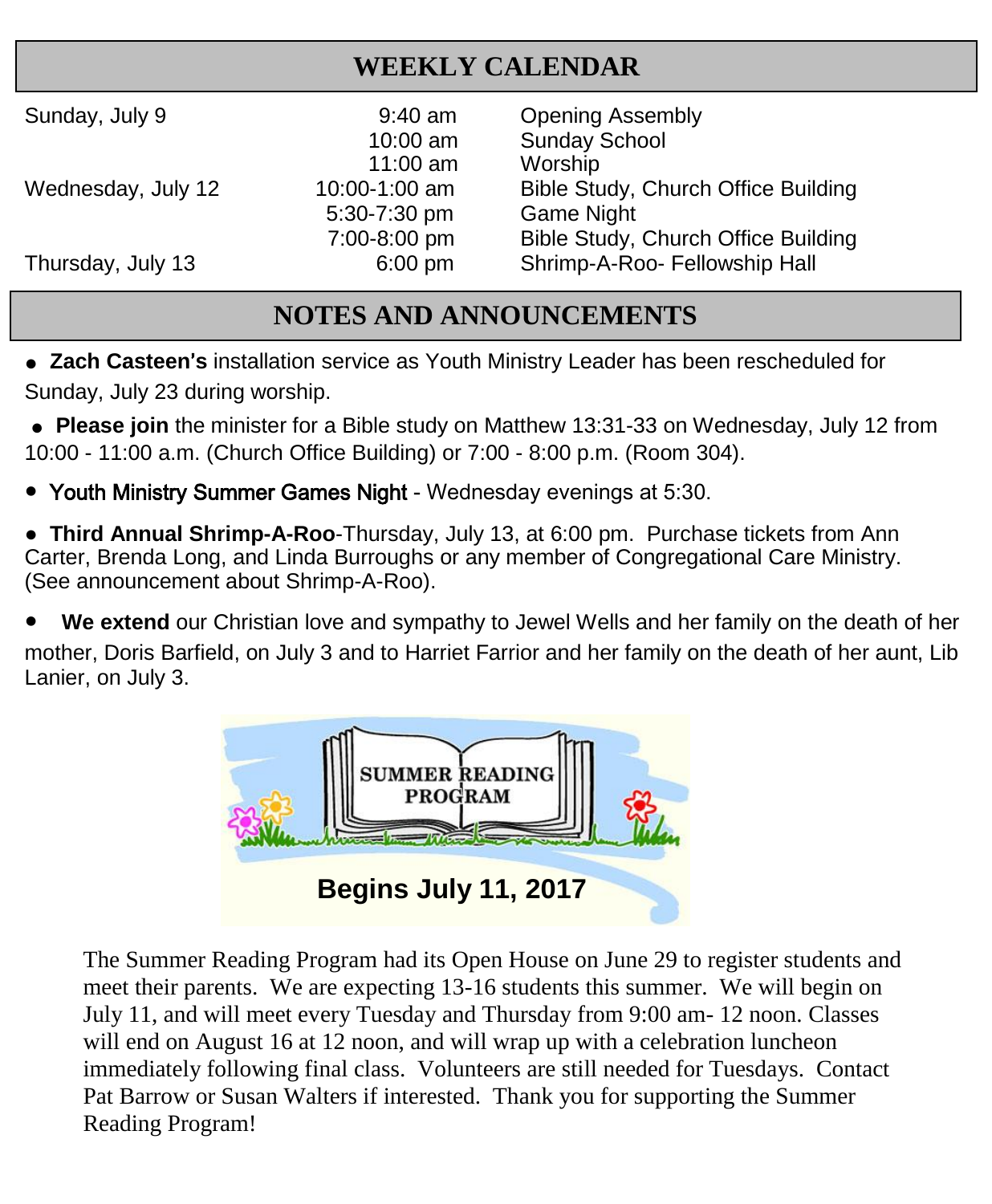## WEEKLY CALENDAR

| | | |
|---|---|---|
| Sunday, July 9 | 9:40 am | Opening Assembly |
| | 10:00 am | Sunday School |
| | 11:00 am | Worship |
| Wednesday, July 12 | 10:00-1:00 am | Bible Study, Church Office Building |
| | 5:30-7:30 pm | Game Night |
| | 7:00-8:00 pm | Bible Study, Church Office Building |
| Thursday, July 13 | 6:00 pm | Shrimp-A-Roo- Fellowship Hall |

## NOTES AND ANNOUNCEMENTS

- **Zach Casteen's** installation service as Youth Ministry Leader has been rescheduled for Sunday, July 23 during worship.
- **Please join** the minister for a Bible study on Matthew 13:31-33 on Wednesday, July 12 from 10:00 - 11:00 a.m. (Church Office Building) or 7:00 - 8:00 p.m. (Room 304).
- Youth Ministry Summer Games Night - Wednesday evenings at 5:30.
- **Third Annual Shrimp-A-Roo**-Thursday, July 13, at 6:00 pm. Purchase tickets from Ann Carter, Brenda Long, and Linda Burroughs or any member of Congregational Care Ministry. (See announcement about Shrimp-A-Roo).
- **We extend** our Christian love and sympathy to Jewel Wells and her family on the death of her mother, Doris Barfield, on July 3 and to Harriet Farrior and her family on the death of her aunt, Lib Lanier, on July 3.

**SUMMER READING PROGRAM**

**Begins July 11, 2017**

The Summer Reading Program had its Open House on June 29 to register students and meet their parents. We are expecting 13-16 students this summer. We will begin on July 11, and will meet every Tuesday and Thursday from 9:00 am- 12 noon. Classes will end on August 16 at 12 noon, and will wrap up with a celebration luncheon immediately following final class. Volunteers are still needed for Tuesdays. Contact Pat Barrow or Susan Walters if interested. Thank you for supporting the Summer Reading Program!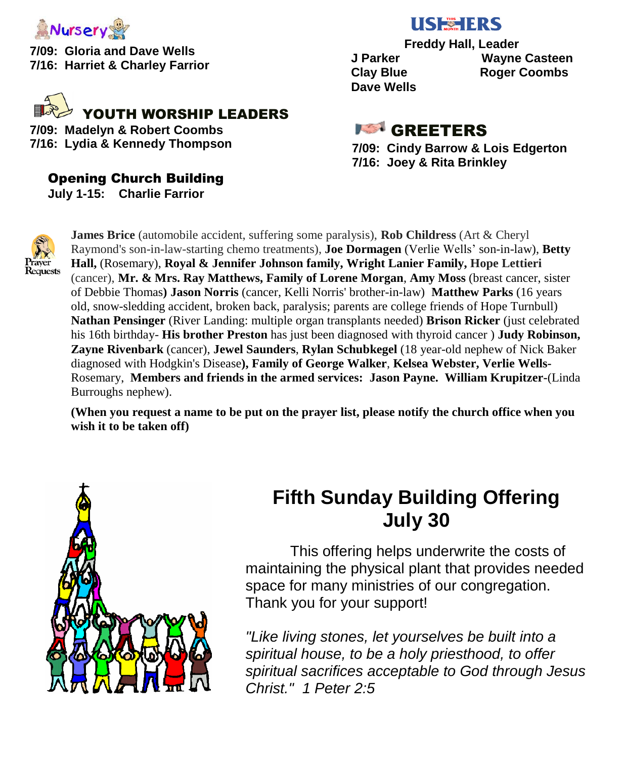## Nursery

**7/09: Gloria and Dave Wells**
**7/16: Harriet & Charley Farrior**

## YOUTH WORSHIP LEADERS

**7/09: Madelyn & Robert Coombs**
**7/16: Lydia & Kennedy Thompson**

### Opening Church Building

**July 1-15: Charlie Farrior**

## USHERS

**Freddy Hall, Leader**

**J Parker**
**Wayne Casteen**
**Clay Blue**
**Roger Coombs**
**Dave Wells**

## GREETERS

**7/09: Cindy Barrow & Lois Edgerton**
**7/16: Joey & Rita Brinkley**

Prayer Requests

**James Brice** (automobile accident, suffering some paralysis), **Rob Childress** (Art & Cheryl Raymond's son-in-law-starting chemo treatments), **Joe Dormagen** (Verlie Wells' son-in-law), **Betty Hall,** (Rosemary), **Royal & Jennifer Johnson family, Wright Lanier Family, Hope Lettieri** (cancer), **Mr. & Mrs. Ray Matthews, Family of Lorene Morgan**, **Amy Moss** (breast cancer, sister of Debbie Thomas**) Jason Norris** (cancer, Kelli Norris' brother-in-law) **Matthew Parks** (16 years old, snow-sledding accident, broken back, paralysis; parents are college friends of Hope Turnbull) **Nathan Pensinger** (River Landing: multiple organ transplants needed) **Brison Ricker** (just celebrated his 16th birthday- **His brother Preston** has just been diagnosed with thyroid cancer ) **Judy Robinson, Zayne Rivenbark** (cancer), **Jewel Saunders**, **Rylan Schubkegel** (18 year-old nephew of Nick Baker diagnosed with Hodgkin's Disease**), Family of George Walker**, **Kelsea Webster, Verlie Wells**-Rosemary, **Members and friends in the armed services: Jason Payne. William Krupitzer**-(Linda Burroughs nephew).

**(When you request a name to be put on the prayer list, please notify the church office when you wish it to be taken off)**

## Fifth Sunday Building Offering July 30

This offering helps underwrite the costs of maintaining the physical plant that provides needed space for many ministries of our congregation. Thank you for your support!

*"Like living stones, let yourselves be built into a spiritual house, to be a holy priesthood, to offer spiritual sacrifices acceptable to God through Jesus Christ." 1 Peter 2:5*